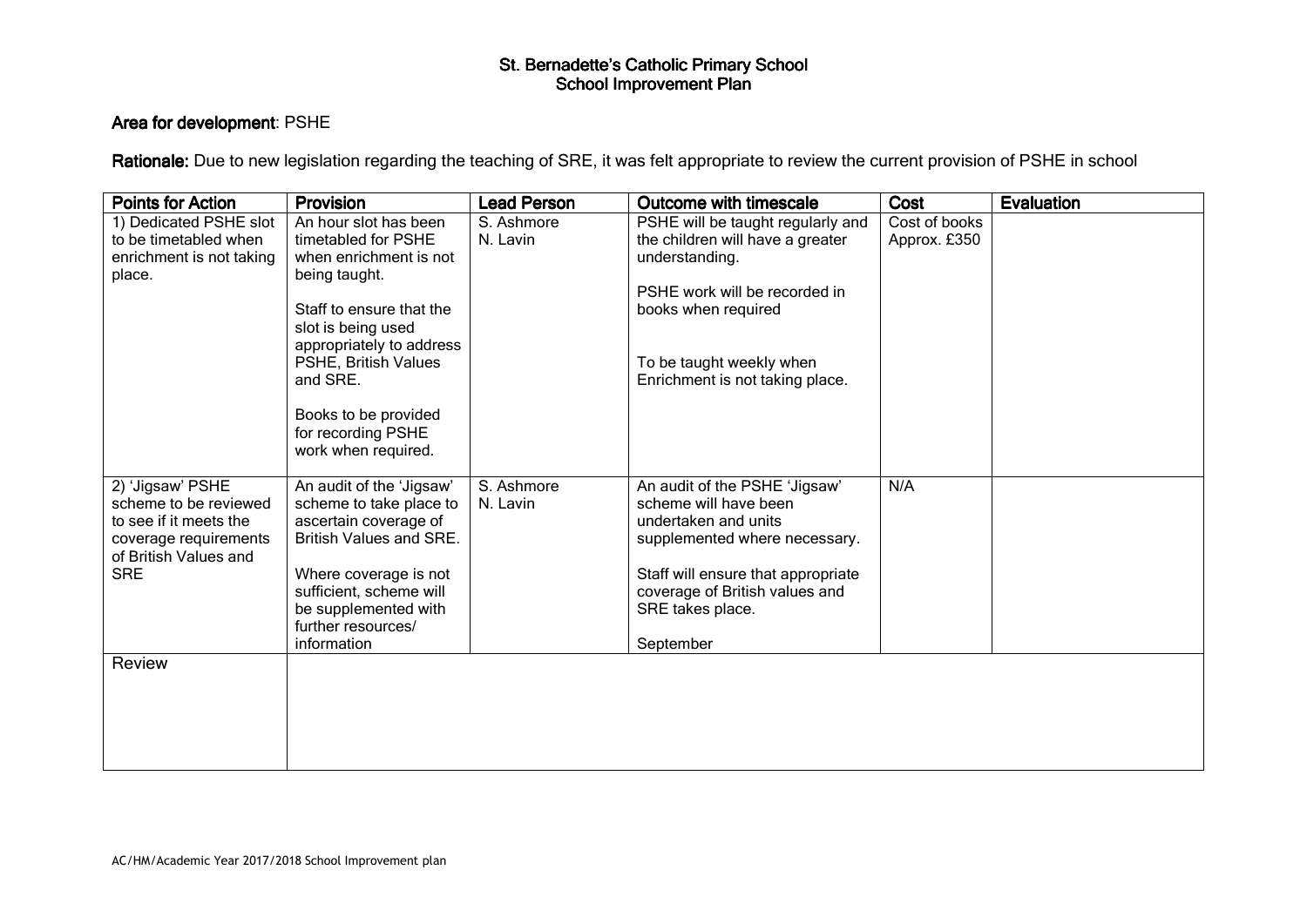# St. Bernadette's Catholic Primary School
## School Improvement Plan

**Area for development**: PSHE

**Rationale:** Due to new legislation regarding the teaching of SRE, it was felt appropriate to review the current provision of PSHE in school

| Points for Action | Provision | Lead Person | Outcome with timescale | Cost | Evaluation |
|---|---|---|---|---|---|
| 1) Dedicated PSHE slot to be timetabled when enrichment is not taking place. | An hour slot has been timetabled for PSHE when enrichment is not being taught.<br><br>Staff to ensure that the slot is being used appropriately to address PSHE, British Values and SRE.<br><br>Books to be provided for recording PSHE work when required. | S. Ashmore<br>N. Lavin | PSHE will be taught regularly and the children will have a greater understanding.<br><br>PSHE work will be recorded in books when required<br><br>To be taught weekly when Enrichment is not taking place. | Cost of books Approx. £350 | |
| 2) 'Jigsaw' PSHE scheme to be reviewed to see if it meets the coverage requirements of British Values and SRE | An audit of the 'Jigsaw' scheme to take place to ascertain coverage of British Values and SRE.<br><br>Where coverage is not sufficient, scheme will be supplemented with further resources/ information | S. Ashmore<br>N. Lavin | An audit of the PSHE 'Jigsaw' scheme will have been undertaken and units supplemented where necessary.<br><br>Staff will ensure that appropriate coverage of British values and SRE takes place.<br><br>September | N/A | |
| Review | | | | | |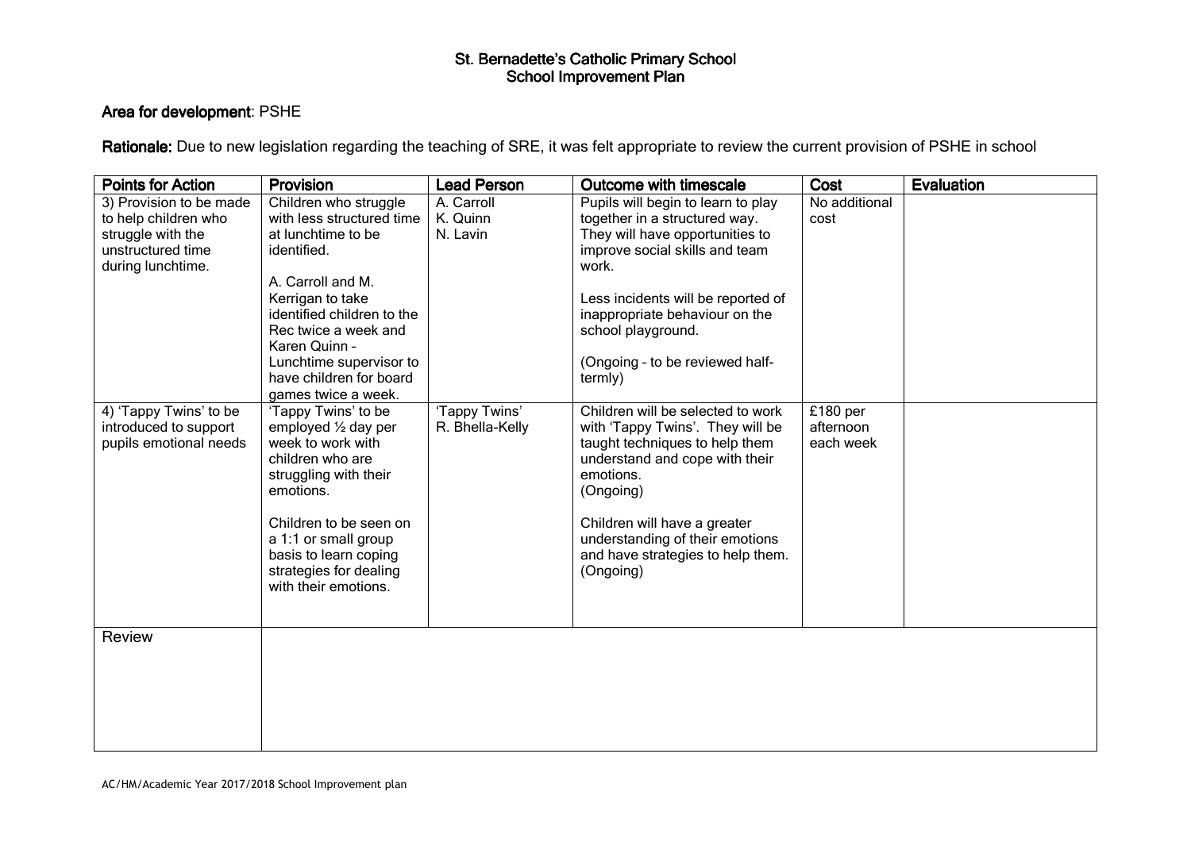# St. Bernadette's Catholic Primary School
## School Improvement Plan

**Area for development**: PSHE

**Rationale:** Due to new legislation regarding the teaching of SRE, it was felt appropriate to review the current provision of PSHE in school

| Points for Action | Provision | Lead Person | Outcome with timescale | Cost | Evaluation |
|---|---|---|---|---|---|
| 3) Provision to be made to help children who struggle with the unstructured time during lunchtime. | Children who struggle with less structured time at lunchtime to be identified.<br><br>A. Carroll and M. Kerrigan to take identified children to the Rec twice a week and Karen Quinn – Lunchtime supervisor to have children for board games twice a week. | A. Carroll<br>K. Quinn<br>N. Lavin | Pupils will begin to learn to play together in a structured way. They will have opportunities to improve social skills and team work.<br><br>Less incidents will be reported of inappropriate behaviour on the school playground.<br><br>(Ongoing – to be reviewed half-termly) | No additional cost | |
| 4) 'Tappy Twins' to be introduced to support pupils emotional needs | 'Tappy Twins' to be employed ½ day per week to work with children who are struggling with their emotions.<br><br>Children to be seen on a 1:1 or small group basis to learn coping strategies for dealing with their emotions. | 'Tappy Twins'<br>R. Bhella-Kelly | Children will be selected to work with 'Tappy Twins'. They will be taught techniques to help them understand and cope with their emotions.<br>(Ongoing)<br><br>Children will have a greater understanding of their emotions and have strategies to help them.<br>(Ongoing) | £180 per afternoon each week | |
| Review | | | | | |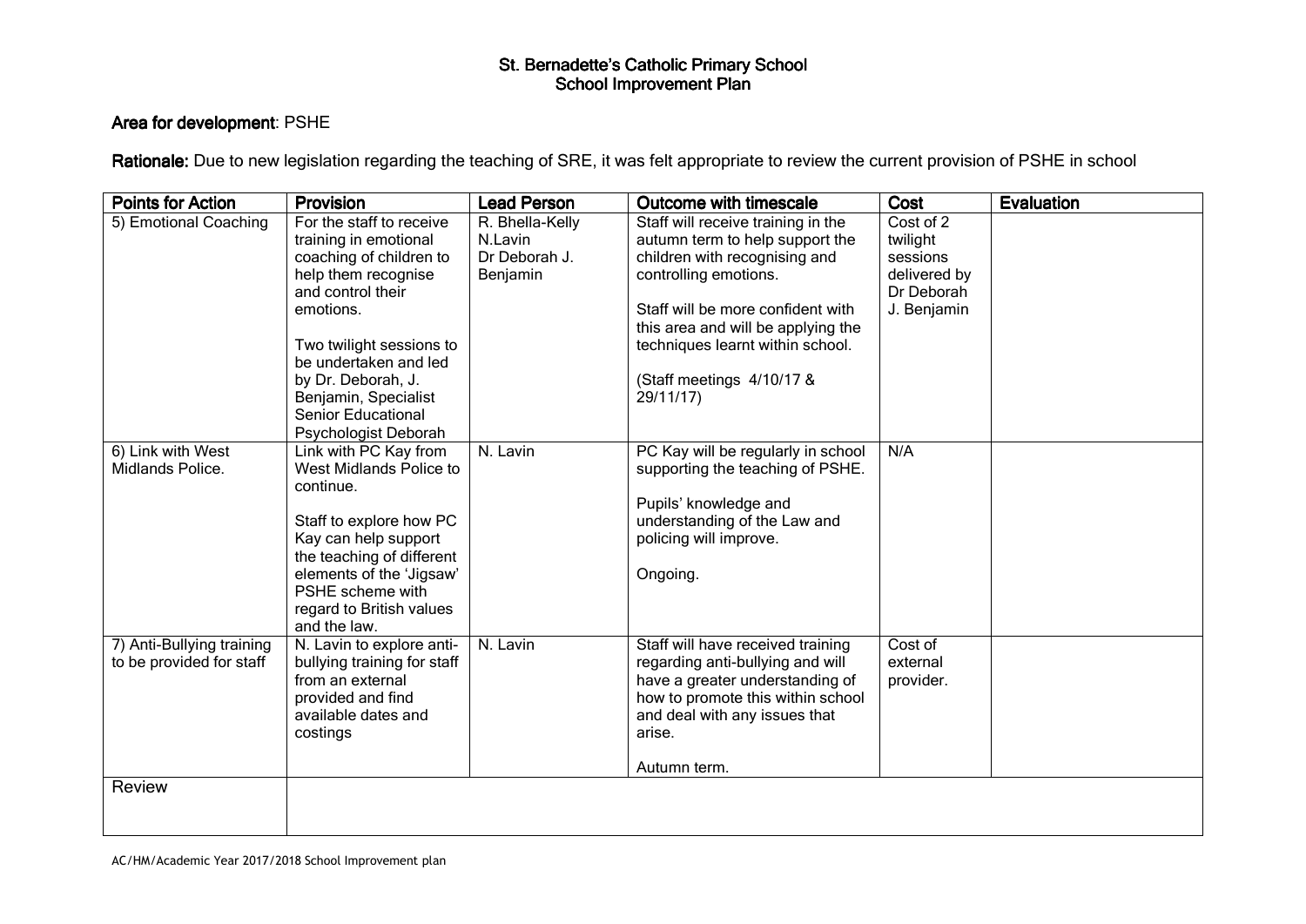# St. Bernadette's Catholic Primary School
## School Improvement Plan

**Area for development**: PSHE

**Rationale:** Due to new legislation regarding the teaching of SRE, it was felt appropriate to review the current provision of PSHE in school

| Points for Action | Provision | Lead Person | Outcome with timescale | Cost | Evaluation |
|---|---|---|---|---|---|
| 5) Emotional Coaching | For the staff to receive training in emotional coaching of children to help them recognise and control their emotions.<br><br>Two twilight sessions to be undertaken and led by Dr. Deborah, J. Benjamin, Specialist Senior Educational Psychologist Deborah | R. Bhella-Kelly<br>N.Lavin<br>Dr Deborah J. Benjamin | Staff will receive training in the autumn term to help support the children with recognising and controlling emotions.<br><br>Staff will be more confident with this area and will be applying the techniques learnt within school.<br><br>(Staff meetings 4/10/17 & 29/11/17) | Cost of 2 twilight sessions delivered by Dr Deborah J. Benjamin | |
| 6) Link with West Midlands Police. | Link with PC Kay from West Midlands Police to continue.<br><br>Staff to explore how PC Kay can help support the teaching of different elements of the 'Jigsaw' PSHE scheme with regard to British values and the law. | N. Lavin | PC Kay will be regularly in school supporting the teaching of PSHE.<br><br>Pupils' knowledge and understanding of the Law and policing will improve.<br><br>Ongoing. | N/A | |
| 7) Anti-Bullying training to be provided for staff | N. Lavin to explore anti-bullying training for staff from an external provided and find available dates and costings | N. Lavin | Staff will have received training regarding anti-bullying and will have a greater understanding of how to promote this within school and deal with any issues that arise.<br><br>Autumn term. | Cost of external provider. | |
| Review | | | | | |